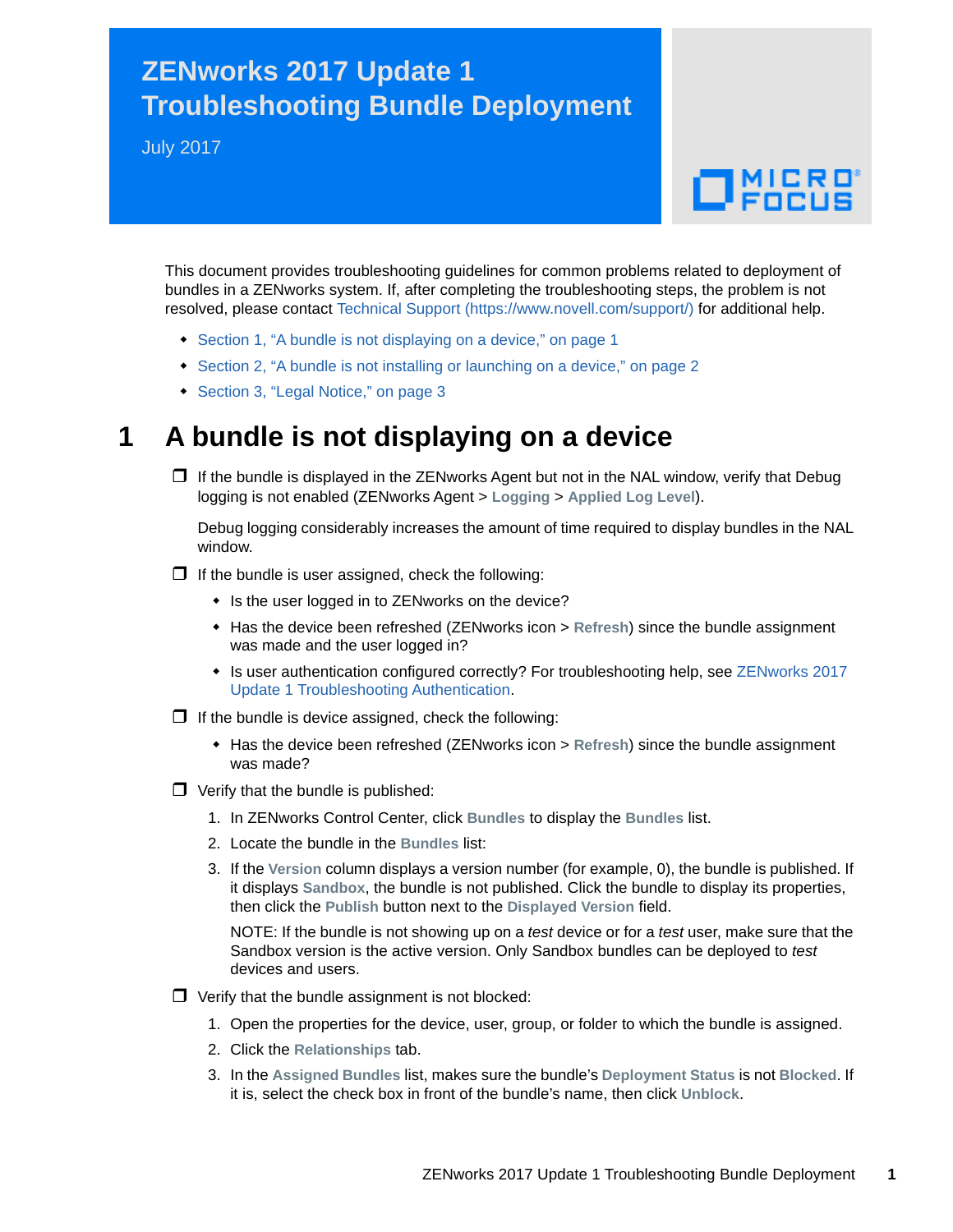# ZENworks 2017 Update 1 Troubleshooting Bundle Deployment

July 2017

This document provides troubleshooting guidelines for common problems related to deployment of bundles in a ZENworks system. If, after completing the troubleshooting steps, the problem is not resolved, please contact Technical Support (https://www.novell.com/support/) for additional help.

- Section 1, "A bundle is not displaying on a device," on page 1
- Section 2, "A bundle is not installing or launching on a device," on page 2
- Section 3, "Legal Notice," on page 3

## 1 A bundle is not displaying on a device

- ☐ If the bundle is displayed in the ZENworks Agent but not in the NAL window, verify that Debug logging is not enabled (ZENworks Agent > **Logging** > **Applied Log Level**).

  Debug logging considerably increases the amount of time required to display bundles in the NAL window.

- ☐ If the bundle is user assigned, check the following:
  - Is the user logged in to ZENworks on the device?
  - Has the device been refreshed (ZENworks icon > **Refresh**) since the bundle assignment was made and the user logged in?
  - Is user authentication configured correctly? For troubleshooting help, see ZENworks 2017 Update 1 Troubleshooting Authentication.

- ☐ If the bundle is device assigned, check the following:
  - Has the device been refreshed (ZENworks icon > **Refresh**) since the bundle assignment was made?

- ☐ Verify that the bundle is published:
  1. In ZENworks Control Center, click **Bundles** to display the **Bundles** list.
  2. Locate the bundle in the **Bundles** list:
  3. If the **Version** column displays a version number (for example, 0), the bundle is published. If it displays **Sandbox**, the bundle is not published. Click the bundle to display its properties, then click the **Publish** button next to the **Displayed Version** field.

     NOTE: If the bundle is not showing up on a *test* device or for a *test* user, make sure that the Sandbox version is the active version. Only Sandbox bundles can be deployed to *test* devices and users.

- ☐ Verify that the bundle assignment is not blocked:
  1. Open the properties for the device, user, group, or folder to which the bundle is assigned.
  2. Click the **Relationships** tab.
  3. In the **Assigned Bundles** list, makes sure the bundle's **Deployment Status** is not **Blocked**. If it is, select the check box in front of the bundle's name, then click **Unblock**.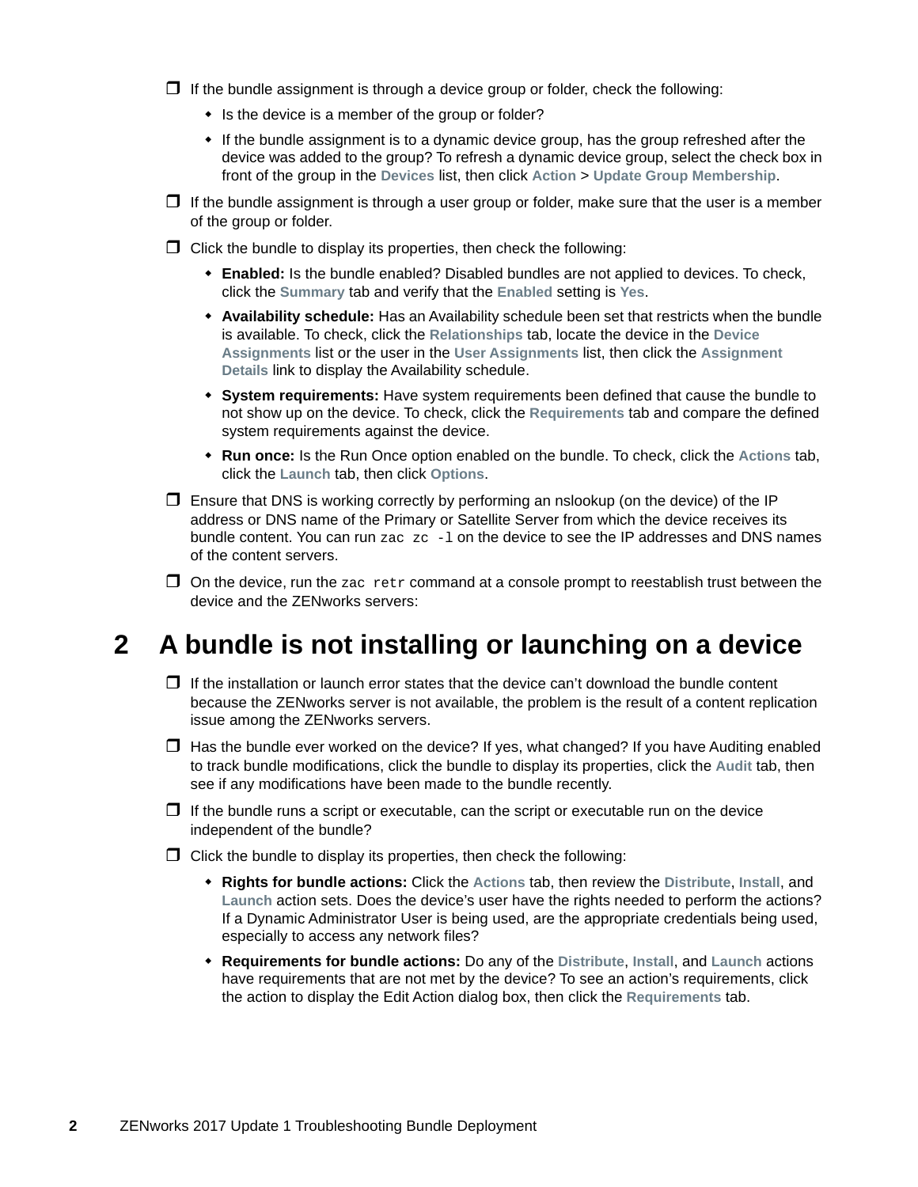- If the bundle assignment is through a device group or folder, check the following:
  - Is the device is a member of the group or folder?
  - If the bundle assignment is to a dynamic device group, has the group refreshed after the device was added to the group? To refresh a dynamic device group, select the check box in front of the group in the **Devices** list, then click **Action** > **Update Group Membership**.
- If the bundle assignment is through a user group or folder, make sure that the user is a member of the group or folder.
- Click the bundle to display its properties, then check the following:
  - **Enabled:** Is the bundle enabled? Disabled bundles are not applied to devices. To check, click the **Summary** tab and verify that the **Enabled** setting is **Yes**.
  - **Availability schedule:** Has an Availability schedule been set that restricts when the bundle is available. To check, click the **Relationships** tab, locate the device in the **Device Assignments** list or the user in the **User Assignments** list, then click the **Assignment Details** link to display the Availability schedule.
  - **System requirements:** Have system requirements been defined that cause the bundle to not show up on the device. To check, click the **Requirements** tab and compare the defined system requirements against the device.
  - **Run once:** Is the Run Once option enabled on the bundle. To check, click the **Actions** tab, click the **Launch** tab, then click **Options**.
- Ensure that DNS is working correctly by performing an nslookup (on the device) of the IP address or DNS name of the Primary or Satellite Server from which the device receives its bundle content. You can run `zac zc -l` on the device to see the IP addresses and DNS names of the content servers.
- On the device, run the `zac retr` command at a console prompt to reestablish trust between the device and the ZENworks servers:

## 2 A bundle is not installing or launching on a device

- If the installation or launch error states that the device can't download the bundle content because the ZENworks server is not available, the problem is the result of a content replication issue among the ZENworks servers.
- Has the bundle ever worked on the device? If yes, what changed? If you have Auditing enabled to track bundle modifications, click the bundle to display its properties, click the **Audit** tab, then see if any modifications have been made to the bundle recently.
- If the bundle runs a script or executable, can the script or executable run on the device independent of the bundle?
- Click the bundle to display its properties, then check the following:
  - **Rights for bundle actions:** Click the **Actions** tab, then review the **Distribute**, **Install**, and **Launch** action sets. Does the device's user have the rights needed to perform the actions? If a Dynamic Administrator User is being used, are the appropriate credentials being used, especially to access any network files?
  - **Requirements for bundle actions:** Do any of the **Distribute**, **Install**, and **Launch** actions have requirements that are not met by the device? To see an action's requirements, click the action to display the Edit Action dialog box, then click the **Requirements** tab.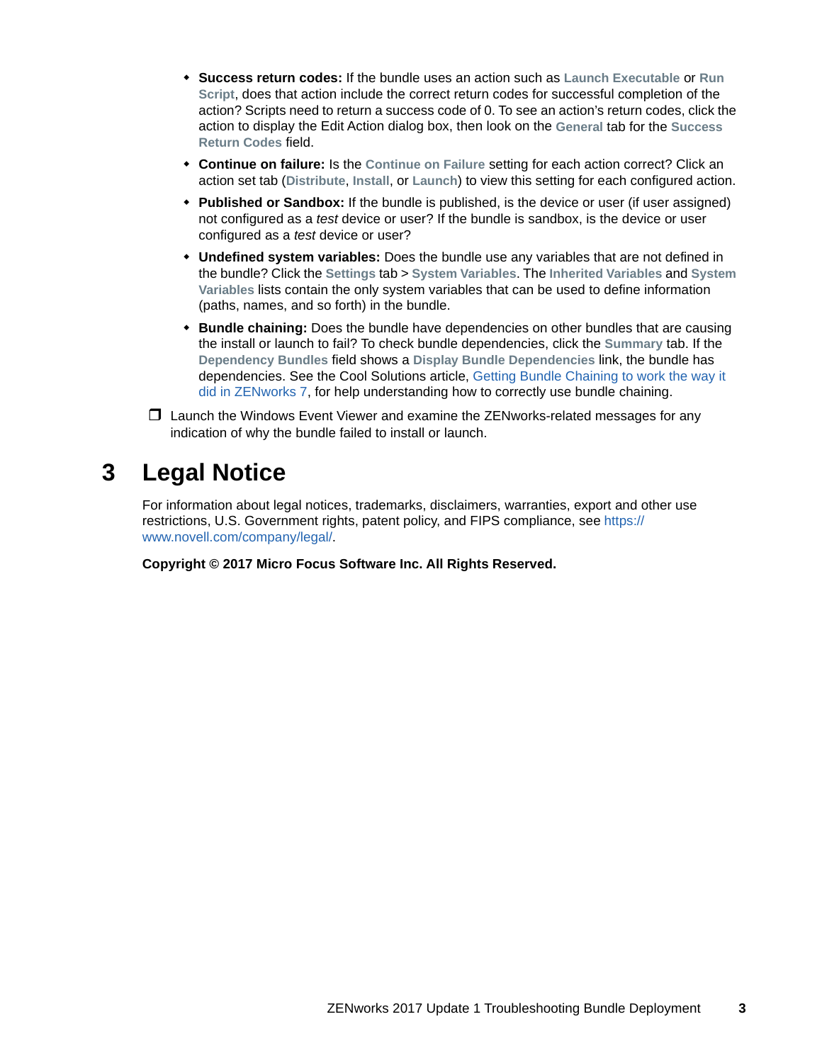- **Success return codes:** If the bundle uses an action such as **Launch Executable** or **Run Script**, does that action include the correct return codes for successful completion of the action? Scripts need to return a success code of 0. To see an action's return codes, click the action to display the Edit Action dialog box, then look on the **General** tab for the **Success Return Codes** field.
- **Continue on failure:** Is the **Continue on Failure** setting for each action correct? Click an action set tab (**Distribute**, **Install**, or **Launch**) to view this setting for each configured action.
- **Published or Sandbox:** If the bundle is published, is the device or user (if user assigned) not configured as a *test* device or user? If the bundle is sandbox, is the device or user configured as a *test* device or user?
- **Undefined system variables:** Does the bundle use any variables that are not defined in the bundle? Click the **Settings** tab > **System Variables**. The **Inherited Variables** and **System Variables** lists contain the only system variables that can be used to define information (paths, names, and so forth) in the bundle.
- **Bundle chaining:** Does the bundle have dependencies on other bundles that are causing the install or launch to fail? To check bundle dependencies, click the **Summary** tab. If the **Dependency Bundles** field shows a **Display Bundle Dependencies** link, the bundle has dependencies. See the Cool Solutions article, Getting Bundle Chaining to work the way it did in ZENworks 7, for help understanding how to correctly use bundle chaining.

- [ ] Launch the Windows Event Viewer and examine the ZENworks-related messages for any indication of why the bundle failed to install or launch.

# 3 Legal Notice

For information about legal notices, trademarks, disclaimers, warranties, export and other use restrictions, U.S. Government rights, patent policy, and FIPS compliance, see https://www.novell.com/company/legal/.

**Copyright © 2017 Micro Focus Software Inc. All Rights Reserved.**